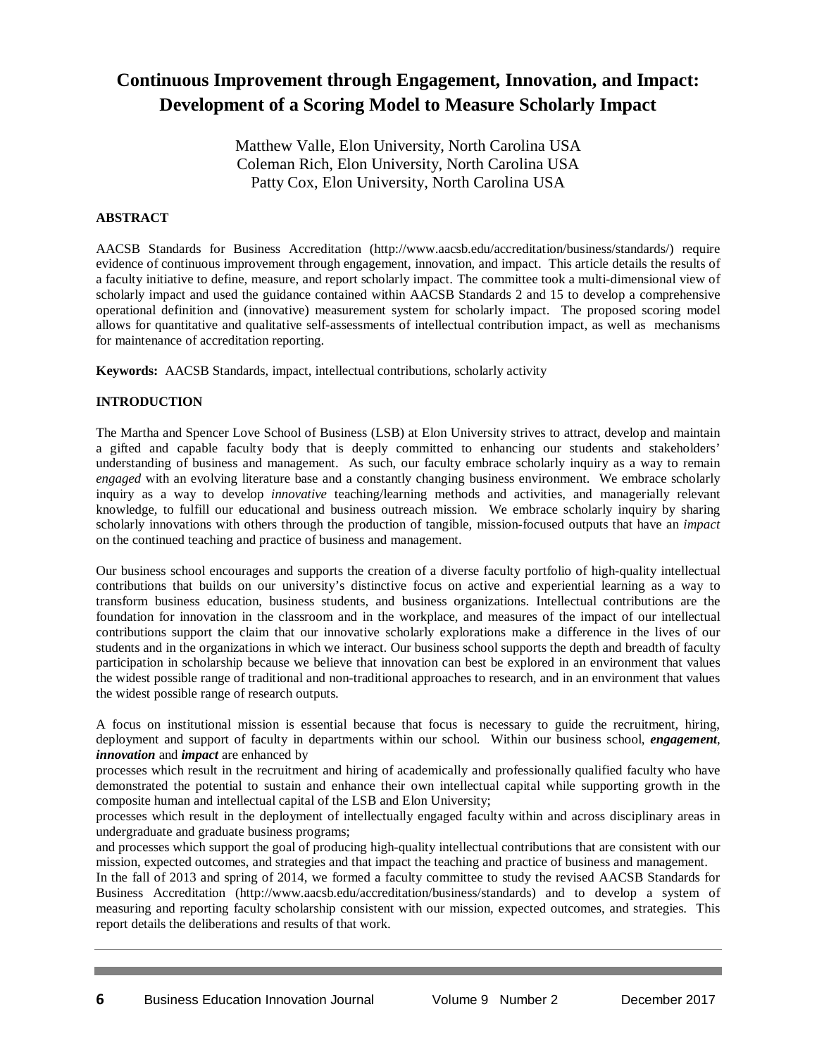# Continuous Improvement through Engagement, Innovation, and Impact: Development of a Scoring Model to Measure Scholarly Impact

Matthew Valle, Elon University, North Carolina USA
Coleman Rich, Elon University, North Carolina USA
Patty Cox, Elon University, North Carolina USA

## ABSTRACT

AACSB Standards for Business Accreditation (http://www.aacsb.edu/accreditation/business/standards/) require evidence of continuous improvement through engagement, innovation, and impact. This article details the results of a faculty initiative to define, measure, and report scholarly impact. The committee took a multi-dimensional view of scholarly impact and used the guidance contained within AACSB Standards 2 and 15 to develop a comprehensive operational definition and (innovative) measurement system for scholarly impact. The proposed scoring model allows for quantitative and qualitative self-assessments of intellectual contribution impact, as well as mechanisms for maintenance of accreditation reporting.

**Keywords:** AACSB Standards, impact, intellectual contributions, scholarly activity

## INTRODUCTION

The Martha and Spencer Love School of Business (LSB) at Elon University strives to attract, develop and maintain a gifted and capable faculty body that is deeply committed to enhancing our students and stakeholders' understanding of business and management. As such, our faculty embrace scholarly inquiry as a way to remain *engaged* with an evolving literature base and a constantly changing business environment. We embrace scholarly inquiry as a way to develop *innovative* teaching/learning methods and activities, and managerially relevant knowledge, to fulfill our educational and business outreach mission. We embrace scholarly inquiry by sharing scholarly innovations with others through the production of tangible, mission-focused outputs that have an *impact* on the continued teaching and practice of business and management.

Our business school encourages and supports the creation of a diverse faculty portfolio of high-quality intellectual contributions that builds on our university's distinctive focus on active and experiential learning as a way to transform business education, business students, and business organizations. Intellectual contributions are the foundation for innovation in the classroom and in the workplace, and measures of the impact of our intellectual contributions support the claim that our innovative scholarly explorations make a difference in the lives of our students and in the organizations in which we interact. Our business school supports the depth and breadth of faculty participation in scholarship because we believe that innovation can best be explored in an environment that values the widest possible range of traditional and non-traditional approaches to research, and in an environment that values the widest possible range of research outputs.

A focus on institutional mission is essential because that focus is necessary to guide the recruitment, hiring, deployment and support of faculty in departments within our school. Within our business school, ***engagement***, ***innovation*** and ***impact*** are enhanced by

processes which result in the recruitment and hiring of academically and professionally qualified faculty who have demonstrated the potential to sustain and enhance their own intellectual capital while supporting growth in the composite human and intellectual capital of the LSB and Elon University;

processes which result in the deployment of intellectually engaged faculty within and across disciplinary areas in undergraduate and graduate business programs;

and processes which support the goal of producing high-quality intellectual contributions that are consistent with our mission, expected outcomes, and strategies and that impact the teaching and practice of business and management.

In the fall of 2013 and spring of 2014, we formed a faculty committee to study the revised AACSB Standards for Business Accreditation (http://www.aacsb.edu/accreditation/business/standards) and to develop a system of measuring and reporting faculty scholarship consistent with our mission, expected outcomes, and strategies. This report details the deliberations and results of that work.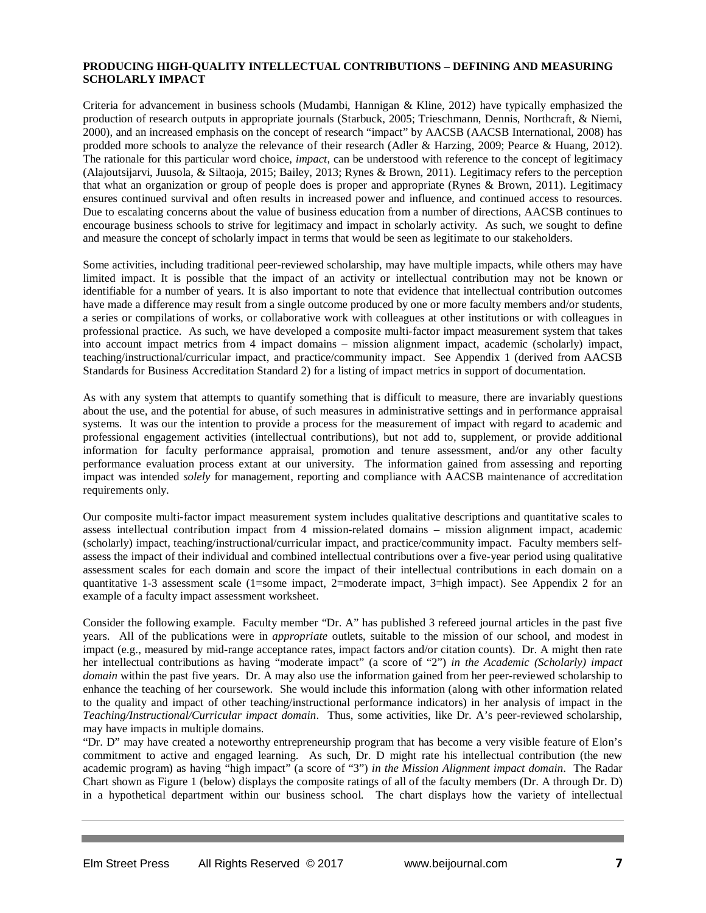**PRODUCING HIGH-QUALITY INTELLECTUAL CONTRIBUTIONS – DEFINING AND MEASURING SCHOLARLY IMPACT**

Criteria for advancement in business schools (Mudambi, Hannigan & Kline, 2012) have typically emphasized the production of research outputs in appropriate journals (Starbuck, 2005; Trieschmann, Dennis, Northcraft, & Niemi, 2000), and an increased emphasis on the concept of research "impact" by AACSB (AACSB International, 2008) has prodded more schools to analyze the relevance of their research (Adler & Harzing, 2009; Pearce & Huang, 2012). The rationale for this particular word choice, *impact*, can be understood with reference to the concept of legitimacy (Alajoutsijarvi, Juusola, & Siltaoja, 2015; Bailey, 2013; Rynes & Brown, 2011). Legitimacy refers to the perception that what an organization or group of people does is proper and appropriate (Rynes & Brown, 2011). Legitimacy ensures continued survival and often results in increased power and influence, and continued access to resources. Due to escalating concerns about the value of business education from a number of directions, AACSB continues to encourage business schools to strive for legitimacy and impact in scholarly activity. As such, we sought to define and measure the concept of scholarly impact in terms that would be seen as legitimate to our stakeholders.

Some activities, including traditional peer-reviewed scholarship, may have multiple impacts, while others may have limited impact. It is possible that the impact of an activity or intellectual contribution may not be known or identifiable for a number of years. It is also important to note that evidence that intellectual contribution outcomes have made a difference may result from a single outcome produced by one or more faculty members and/or students, a series or compilations of works, or collaborative work with colleagues at other institutions or with colleagues in professional practice. As such, we have developed a composite multi-factor impact measurement system that takes into account impact metrics from 4 impact domains – mission alignment impact, academic (scholarly) impact, teaching/instructional/curricular impact, and practice/community impact. See Appendix 1 (derived from AACSB Standards for Business Accreditation Standard 2) for a listing of impact metrics in support of documentation.

As with any system that attempts to quantify something that is difficult to measure, there are invariably questions about the use, and the potential for abuse, of such measures in administrative settings and in performance appraisal systems. It was our the intention to provide a process for the measurement of impact with regard to academic and professional engagement activities (intellectual contributions), but not add to, supplement, or provide additional information for faculty performance appraisal, promotion and tenure assessment, and/or any other faculty performance evaluation process extant at our university. The information gained from assessing and reporting impact was intended *solely* for management, reporting and compliance with AACSB maintenance of accreditation requirements only.

Our composite multi-factor impact measurement system includes qualitative descriptions and quantitative scales to assess intellectual contribution impact from 4 mission-related domains – mission alignment impact, academic (scholarly) impact, teaching/instructional/curricular impact, and practice/community impact. Faculty members self-assess the impact of their individual and combined intellectual contributions over a five-year period using qualitative assessment scales for each domain and score the impact of their intellectual contributions in each domain on a quantitative 1-3 assessment scale (1=some impact, 2=moderate impact, 3=high impact). See Appendix 2 for an example of a faculty impact assessment worksheet.

Consider the following example. Faculty member "Dr. A" has published 3 refereed journal articles in the past five years. All of the publications were in *appropriate* outlets, suitable to the mission of our school, and modest in impact (e.g., measured by mid-range acceptance rates, impact factors and/or citation counts). Dr. A might then rate her intellectual contributions as having "moderate impact" (a score of "2") *in the Academic (Scholarly) impact domain* within the past five years. Dr. A may also use the information gained from her peer-reviewed scholarship to enhance the teaching of her coursework. She would include this information (along with other information related to the quality and impact of other teaching/instructional performance indicators) in her analysis of impact in the *Teaching/Instructional/Curricular impact domain*. Thus, some activities, like Dr. A's peer-reviewed scholarship, may have impacts in multiple domains.

"Dr. D" may have created a noteworthy entrepreneurship program that has become a very visible feature of Elon's commitment to active and engaged learning. As such, Dr. D might rate his intellectual contribution (the new academic program) as having "high impact" (a score of "3") *in the Mission Alignment impact domain*. The Radar Chart shown as Figure 1 (below) displays the composite ratings of all of the faculty members (Dr. A through Dr. D) in a hypothetical department within our business school. The chart displays how the variety of intellectual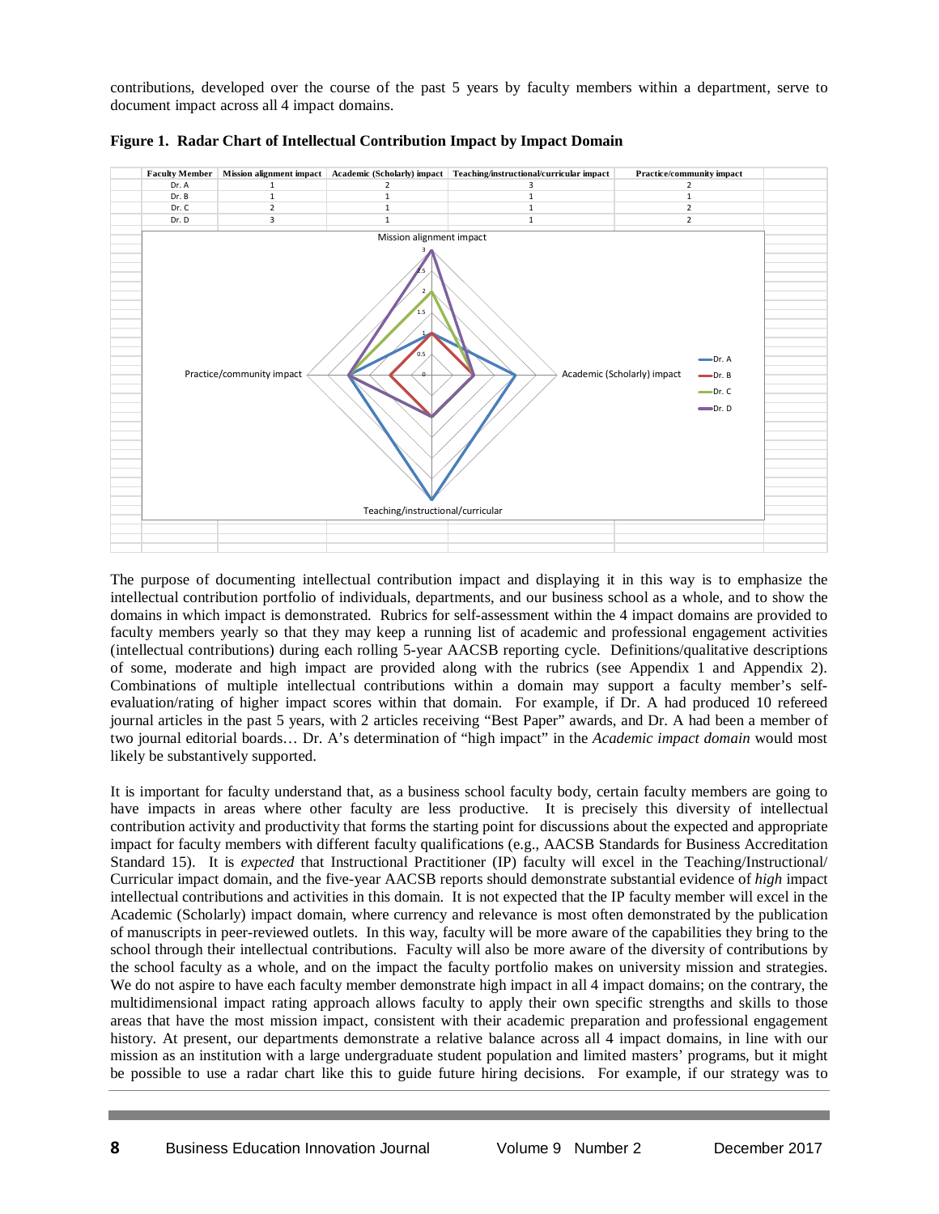contributions, developed over the course of the past 5 years by faculty members within a department, serve to document impact across all 4 impact domains.

**Figure 1. Radar Chart of Intellectual Contribution Impact by Impact Domain**

| Faculty Member | Mission alignment impact | Academic (Scholarly) impact | Teaching/instructional/curricular impact | Practice/community impact |
|---|---|---|---|---|
| Dr. A | 1 | 2 | 3 | 2 |
| Dr. B | 1 | 1 | 1 | 1 |
| Dr. C | 2 | 1 | 1 | 2 |
| Dr. D | 3 | 1 | 1 | 2 |

The purpose of documenting intellectual contribution impact and displaying it in this way is to emphasize the intellectual contribution portfolio of individuals, departments, and our business school as a whole, and to show the domains in which impact is demonstrated. Rubrics for self-assessment within the 4 impact domains are provided to faculty members yearly so that they may keep a running list of academic and professional engagement activities (intellectual contributions) during each rolling 5-year AACSB reporting cycle. Definitions/qualitative descriptions of some, moderate and high impact are provided along with the rubrics (see Appendix 1 and Appendix 2). Combinations of multiple intellectual contributions within a domain may support a faculty member's self-evaluation/rating of higher impact scores within that domain. For example, if Dr. A had produced 10 refereed journal articles in the past 5 years, with 2 articles receiving "Best Paper" awards, and Dr. A had been a member of two journal editorial boards… Dr. A's determination of "high impact" in the *Academic impact domain* would most likely be substantively supported.

It is important for faculty understand that, as a business school faculty body, certain faculty members are going to have impacts in areas where other faculty are less productive. It is precisely this diversity of intellectual contribution activity and productivity that forms the starting point for discussions about the expected and appropriate impact for faculty members with different faculty qualifications (e.g., AACSB Standards for Business Accreditation Standard 15). It is *expected* that Instructional Practitioner (IP) faculty will excel in the Teaching/Instructional/ Curricular impact domain, and the five-year AACSB reports should demonstrate substantial evidence of *high* impact intellectual contributions and activities in this domain. It is not expected that the IP faculty member will excel in the Academic (Scholarly) impact domain, where currency and relevance is most often demonstrated by the publication of manuscripts in peer-reviewed outlets. In this way, faculty will be more aware of the capabilities they bring to the school through their intellectual contributions. Faculty will also be more aware of the diversity of contributions by the school faculty as a whole, and on the impact the faculty portfolio makes on university mission and strategies. We do not aspire to have each faculty member demonstrate high impact in all 4 impact domains; on the contrary, the multidimensional impact rating approach allows faculty to apply their own specific strengths and skills to those areas that have the most mission impact, consistent with their academic preparation and professional engagement history. At present, our departments demonstrate a relative balance across all 4 impact domains, in line with our mission as an institution with a large undergraduate student population and limited masters' programs, but it might be possible to use a radar chart like this to guide future hiring decisions. For example, if our strategy was to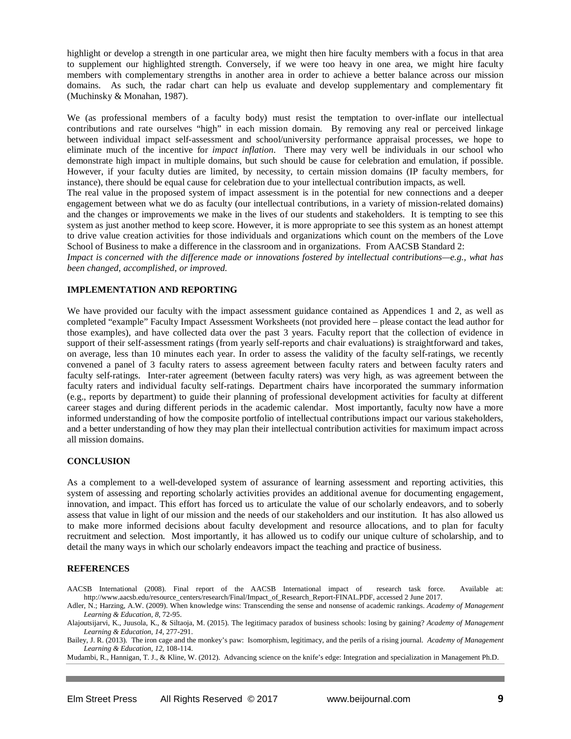highlight or develop a strength in one particular area, we might then hire faculty members with a focus in that area to supplement our highlighted strength. Conversely, if we were too heavy in one area, we might hire faculty members with complementary strengths in another area in order to achieve a better balance across our mission domains. As such, the radar chart can help us evaluate and develop supplementary and complementary fit (Muchinsky & Monahan, 1987).

We (as professional members of a faculty body) must resist the temptation to over-inflate our intellectual contributions and rate ourselves "high" in each mission domain. By removing any real or perceived linkage between individual impact self-assessment and school/university performance appraisal processes, we hope to eliminate much of the incentive for *impact inflation*. There may very well be individuals in our school who demonstrate high impact in multiple domains, but such should be cause for celebration and emulation, if possible. However, if your faculty duties are limited, by necessity, to certain mission domains (IP faculty members, for instance), there should be equal cause for celebration due to your intellectual contribution impacts, as well.

The real value in the proposed system of impact assessment is in the potential for new connections and a deeper engagement between what we do as faculty (our intellectual contributions, in a variety of mission-related domains) and the changes or improvements we make in the lives of our students and stakeholders. It is tempting to see this system as just another method to keep score. However, it is more appropriate to see this system as an honest attempt to drive value creation activities for those individuals and organizations which count on the members of the Love School of Business to make a difference in the classroom and in organizations. From AACSB Standard 2:

*Impact is concerned with the difference made or innovations fostered by intellectual contributions—e.g., what has been changed, accomplished, or improved.*

## IMPLEMENTATION AND REPORTING

We have provided our faculty with the impact assessment guidance contained as Appendices 1 and 2, as well as completed "example" Faculty Impact Assessment Worksheets (not provided here – please contact the lead author for those examples), and have collected data over the past 3 years. Faculty report that the collection of evidence in support of their self-assessment ratings (from yearly self-reports and chair evaluations) is straightforward and takes, on average, less than 10 minutes each year. In order to assess the validity of the faculty self-ratings, we recently convened a panel of 3 faculty raters to assess agreement between faculty raters and between faculty raters and faculty self-ratings. Inter-rater agreement (between faculty raters) was very high, as was agreement between the faculty raters and individual faculty self-ratings. Department chairs have incorporated the summary information (e.g., reports by department) to guide their planning of professional development activities for faculty at different career stages and during different periods in the academic calendar. Most importantly, faculty now have a more informed understanding of how the composite portfolio of intellectual contributions impact our various stakeholders, and a better understanding of how they may plan their intellectual contribution activities for maximum impact across all mission domains.

## CONCLUSION

As a complement to a well-developed system of assurance of learning assessment and reporting activities, this system of assessing and reporting scholarly activities provides an additional avenue for documenting engagement, innovation, and impact. This effort has forced us to articulate the value of our scholarly endeavors, and to soberly assess that value in light of our mission and the needs of our stakeholders and our institution. It has also allowed us to make more informed decisions about faculty development and resource allocations, and to plan for faculty recruitment and selection. Most importantly, it has allowed us to codify our unique culture of scholarship, and to detail the many ways in which our scholarly endeavors impact the teaching and practice of business.

## REFERENCES

AACSB International (2008). Final report of the AACSB International impact of research task force. Available at: http://www.aacsb.edu/resource_centers/research/Final/Impact_of_Research_Report-FINAL.PDF, accessed 2 June 2017.

Adler, N.; Harzing, A.W. (2009). When knowledge wins: Transcending the sense and nonsense of academic rankings. *Academy of Management Learning & Education, 8*, 72-95.

Alajoutsijarvi, K., Juusola, K., & Siltaoja, M. (2015). The legitimacy paradox of business schools: losing by gaining? *Academy of Management Learning & Education, 14*, 277-291.

Bailey, J. R. (2013). The iron cage and the monkey's paw: Isomorphism, legitimacy, and the perils of a rising journal. *Academy of Management Learning & Education, 12*, 108-114.

Mudambi, R., Hannigan, T. J., & Kline, W. (2012). Advancing science on the knife's edge: Integration and specialization in Management Ph.D.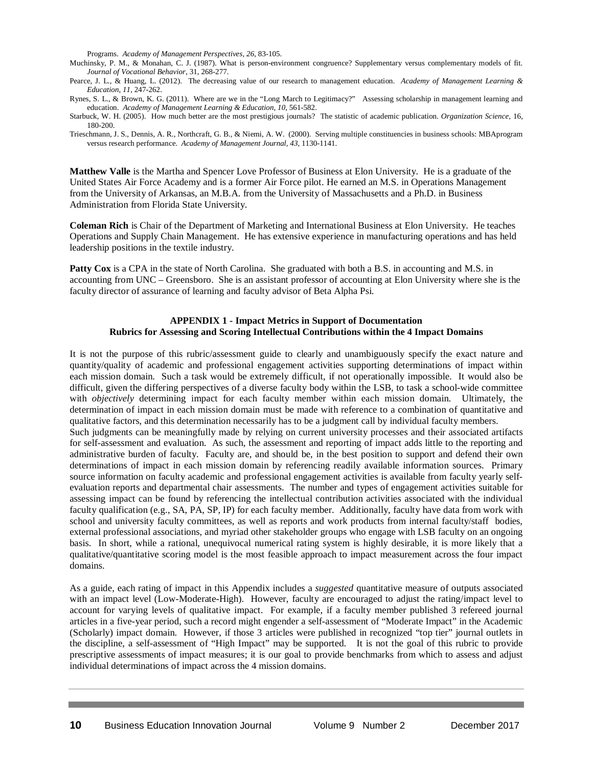Programs. *Academy of Management Perspectives, 26*, 83-105.

Muchinsky, P. M., & Monahan, C. J. (1987). What is person-environment congruence? Supplementary versus complementary models of fit. *Journal of Vocational Behavior*, 31, 268-277.

Pearce, J. L., & Huang, L. (2012). The decreasing value of our research to management education. *Academy of Management Learning & Education, 11*, 247-262.

Rynes, S. L., & Brown, K. G. (2011). Where are we in the "Long March to Legitimacy?" Assessing scholarship in management learning and education. *Academy of Management Learning & Education, 10*, 561-582.

Starbuck, W. H. (2005). How much better are the most prestigious journals? The statistic of academic publication. *Organization Science,* 16, 180-200.

Trieschmann, J. S., Dennis, A. R., Northcraft, G. B., & Niemi, A. W. (2000). Serving multiple constituencies in business schools: MBAprogram versus research performance. *Academy of Management Journal, 43*, 1130-1141.

**Matthew Valle** is the Martha and Spencer Love Professor of Business at Elon University. He is a graduate of the United States Air Force Academy and is a former Air Force pilot. He earned an M.S. in Operations Management from the University of Arkansas, an M.B.A. from the University of Massachusetts and a Ph.D. in Business Administration from Florida State University.

**Coleman Rich** is Chair of the Department of Marketing and International Business at Elon University. He teaches Operations and Supply Chain Management. He has extensive experience in manufacturing operations and has held leadership positions in the textile industry.

**Patty Cox** is a CPA in the state of North Carolina. She graduated with both a B.S. in accounting and M.S. in accounting from UNC – Greensboro. She is an assistant professor of accounting at Elon University where she is the faculty director of assurance of learning and faculty advisor of Beta Alpha Psi.

## APPENDIX 1 - Impact Metrics in Support of Documentation
### Rubrics for Assessing and Scoring Intellectual Contributions within the 4 Impact Domains

It is not the purpose of this rubric/assessment guide to clearly and unambiguously specify the exact nature and quantity/quality of academic and professional engagement activities supporting determinations of impact within each mission domain. Such a task would be extremely difficult, if not operationally impossible. It would also be difficult, given the differing perspectives of a diverse faculty body within the LSB, to task a school-wide committee with *objectively* determining impact for each faculty member within each mission domain. Ultimately, the determination of impact in each mission domain must be made with reference to a combination of quantitative and qualitative factors, and this determination necessarily has to be a judgment call by individual faculty members.
Such judgments can be meaningfully made by relying on current university processes and their associated artifacts for self-assessment and evaluation. As such, the assessment and reporting of impact adds little to the reporting and administrative burden of faculty. Faculty are, and should be, in the best position to support and defend their own determinations of impact in each mission domain by referencing readily available information sources. Primary source information on faculty academic and professional engagement activities is available from faculty yearly self-evaluation reports and departmental chair assessments. The number and types of engagement activities suitable for assessing impact can be found by referencing the intellectual contribution activities associated with the individual faculty qualification (e.g., SA, PA, SP, IP) for each faculty member. Additionally, faculty have data from work with school and university faculty committees, as well as reports and work products from internal faculty/staff bodies, external professional associations, and myriad other stakeholder groups who engage with LSB faculty on an ongoing basis. In short, while a rational, unequivocal numerical rating system is highly desirable, it is more likely that a qualitative/quantitative scoring model is the most feasible approach to impact measurement across the four impact domains.

As a guide, each rating of impact in this Appendix includes a *suggested* quantitative measure of outputs associated with an impact level (Low-Moderate-High). However, faculty are encouraged to adjust the rating/impact level to account for varying levels of qualitative impact. For example, if a faculty member published 3 refereed journal articles in a five-year period, such a record might engender a self-assessment of "Moderate Impact" in the Academic (Scholarly) impact domain. However, if those 3 articles were published in recognized "top tier" journal outlets in the discipline, a self-assessment of "High Impact" may be supported. It is not the goal of this rubric to provide prescriptive assessments of impact measures; it is our goal to provide benchmarks from which to assess and adjust individual determinations of impact across the 4 mission domains.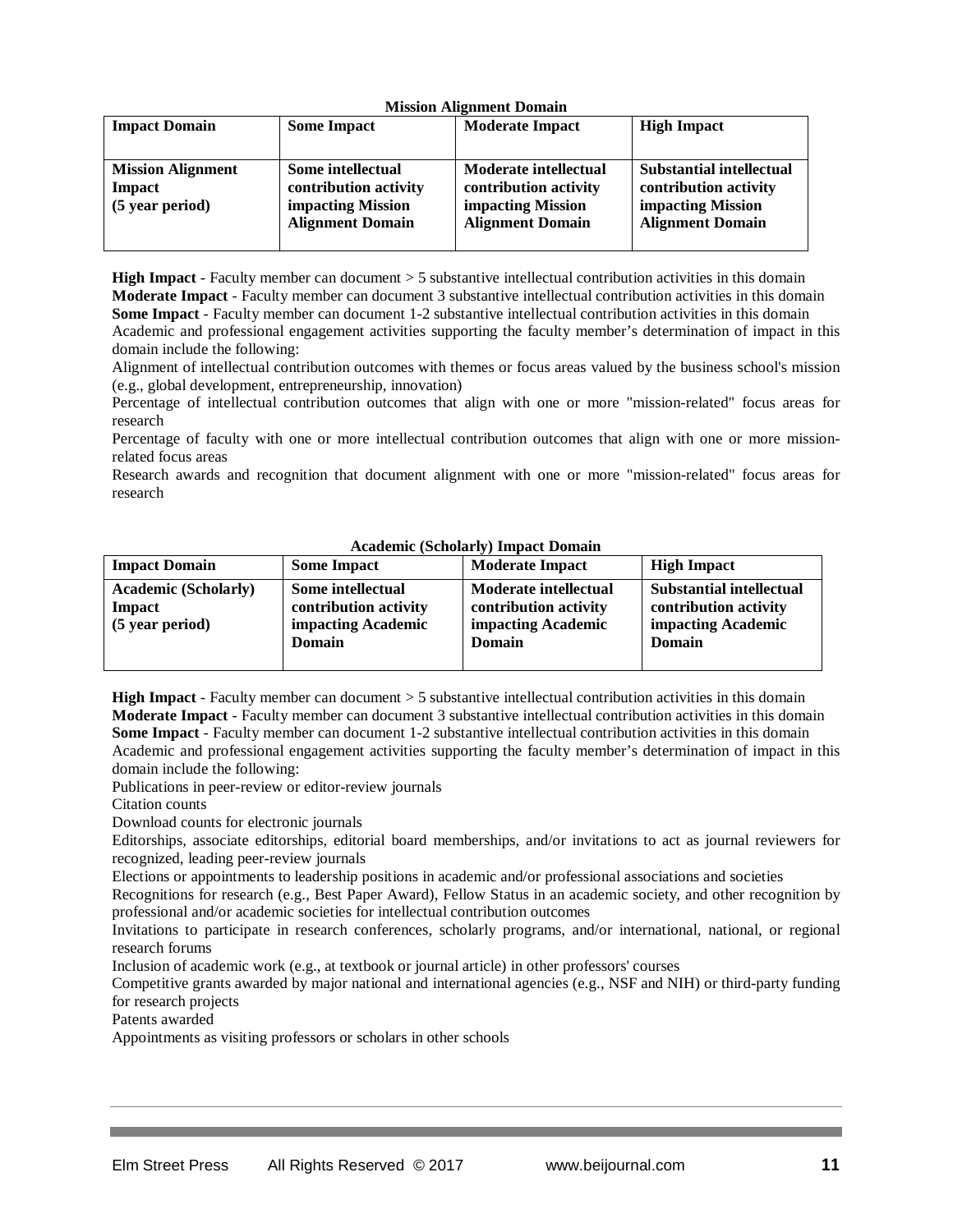**Mission Alignment Domain**

| Impact Domain | Some Impact | Moderate Impact | High Impact |
|---|---|---|---|
| **Mission Alignment Impact (5 year period)** | **Some intellectual contribution activity impacting Mission Alignment Domain** | **Moderate intellectual contribution activity impacting Mission Alignment Domain** | **Substantial intellectual contribution activity impacting Mission Alignment Domain** |

**High Impact** - Faculty member can document > 5 substantive intellectual contribution activities in this domain
**Moderate Impact** - Faculty member can document 3 substantive intellectual contribution activities in this domain
**Some Impact** - Faculty member can document 1-2 substantive intellectual contribution activities in this domain
Academic and professional engagement activities supporting the faculty member's determination of impact in this domain include the following:

Alignment of intellectual contribution outcomes with themes or focus areas valued by the business school's mission (e.g., global development, entrepreneurship, innovation)

Percentage of intellectual contribution outcomes that align with one or more "mission-related" focus areas for research

Percentage of faculty with one or more intellectual contribution outcomes that align with one or more mission-related focus areas

Research awards and recognition that document alignment with one or more "mission-related" focus areas for research

**Academic (Scholarly) Impact Domain**

| Impact Domain | Some Impact | Moderate Impact | High Impact |
|---|---|---|---|
| **Academic (Scholarly) Impact (5 year period)** | **Some intellectual contribution activity impacting Academic Domain** | **Moderate intellectual contribution activity impacting Academic Domain** | **Substantial intellectual contribution activity impacting Academic Domain** |

**High Impact** - Faculty member can document > 5 substantive intellectual contribution activities in this domain
**Moderate Impact** - Faculty member can document 3 substantive intellectual contribution activities in this domain
**Some Impact** - Faculty member can document 1-2 substantive intellectual contribution activities in this domain
Academic and professional engagement activities supporting the faculty member's determination of impact in this domain include the following:

Publications in peer-review or editor-review journals

Citation counts

Download counts for electronic journals

Editorships, associate editorships, editorial board memberships, and/or invitations to act as journal reviewers for recognized, leading peer-review journals

Elections or appointments to leadership positions in academic and/or professional associations and societies

Recognitions for research (e.g., Best Paper Award), Fellow Status in an academic society, and other recognition by professional and/or academic societies for intellectual contribution outcomes

Invitations to participate in research conferences, scholarly programs, and/or international, national, or regional research forums

Inclusion of academic work (e.g., at textbook or journal article) in other professors' courses

Competitive grants awarded by major national and international agencies (e.g., NSF and NIH) or third-party funding for research projects

Patents awarded

Appointments as visiting professors or scholars in other schools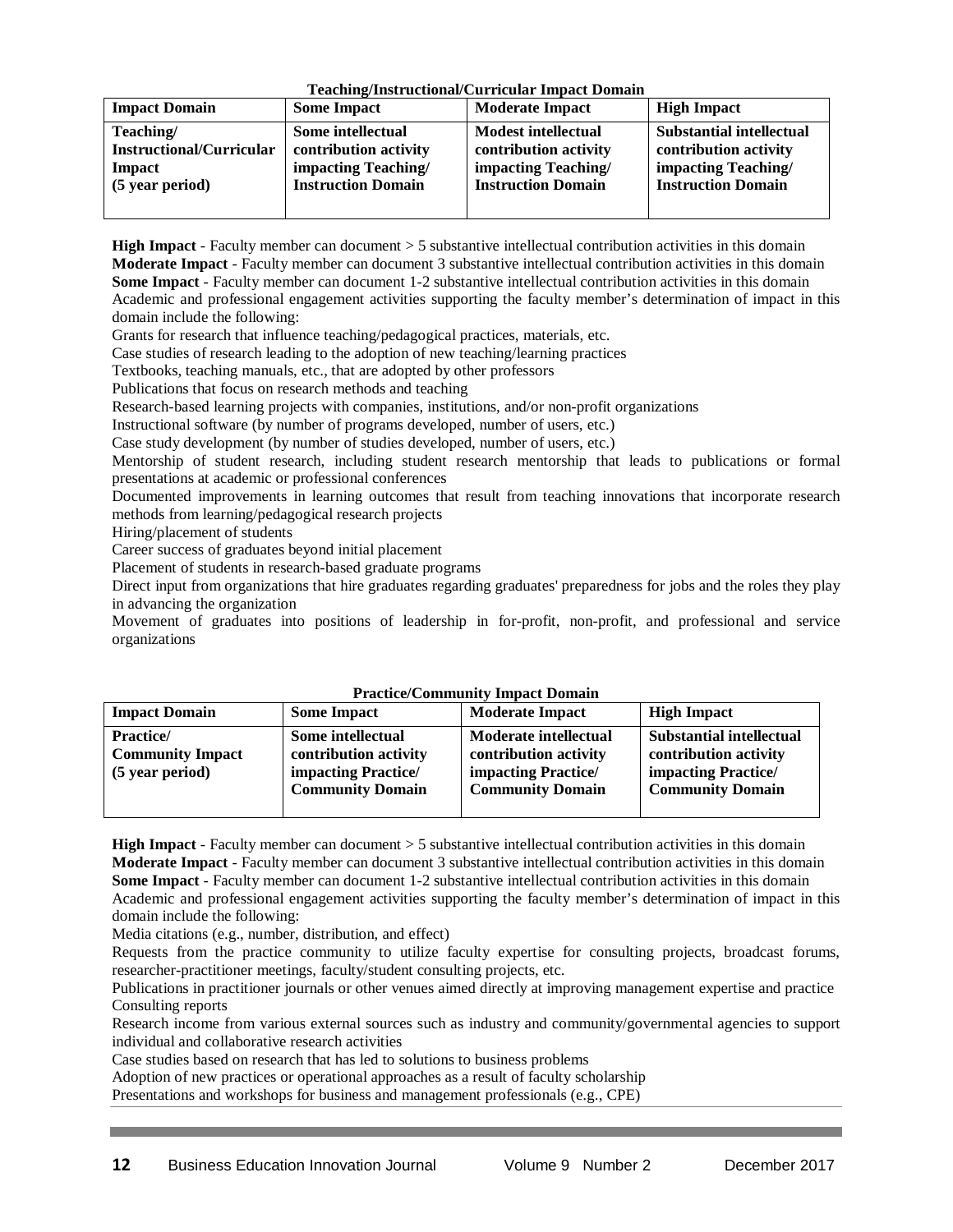**Teaching/Instructional/Curricular Impact Domain**

| Impact Domain | Some Impact | Moderate Impact | High Impact |
|---|---|---|---|
| **Teaching/ Instructional/Curricular Impact (5 year period)** | **Some intellectual contribution activity impacting Teaching/ Instruction Domain** | **Modest intellectual contribution activity impacting Teaching/ Instruction Domain** | **Substantial intellectual contribution activity impacting Teaching/ Instruction Domain** |

**High Impact** - Faculty member can document > 5 substantive intellectual contribution activities in this domain
**Moderate Impact** - Faculty member can document 3 substantive intellectual contribution activities in this domain
**Some Impact** - Faculty member can document 1-2 substantive intellectual contribution activities in this domain
Academic and professional engagement activities supporting the faculty member's determination of impact in this domain include the following:

Grants for research that influence teaching/pedagogical practices, materials, etc.
Case studies of research leading to the adoption of new teaching/learning practices
Textbooks, teaching manuals, etc., that are adopted by other professors
Publications that focus on research methods and teaching
Research-based learning projects with companies, institutions, and/or non-profit organizations
Instructional software (by number of programs developed, number of users, etc.)
Case study development (by number of studies developed, number of users, etc.)
Mentorship of student research, including student research mentorship that leads to publications or formal presentations at academic or professional conferences
Documented improvements in learning outcomes that result from teaching innovations that incorporate research methods from learning/pedagogical research projects
Hiring/placement of students
Career success of graduates beyond initial placement
Placement of students in research-based graduate programs
Direct input from organizations that hire graduates regarding graduates' preparedness for jobs and the roles they play in advancing the organization
Movement of graduates into positions of leadership in for-profit, non-profit, and professional and service organizations

**Practice/Community Impact Domain**

| Impact Domain | Some Impact | Moderate Impact | High Impact |
|---|---|---|---|
| **Practice/ Community Impact (5 year period)** | **Some intellectual contribution activity impacting Practice/ Community Domain** | **Moderate intellectual contribution activity impacting Practice/ Community Domain** | **Substantial intellectual contribution activity impacting Practice/ Community Domain** |

**High Impact** - Faculty member can document > 5 substantive intellectual contribution activities in this domain
**Moderate Impact** - Faculty member can document 3 substantive intellectual contribution activities in this domain
**Some Impact** - Faculty member can document 1-2 substantive intellectual contribution activities in this domain
Academic and professional engagement activities supporting the faculty member's determination of impact in this domain include the following:

Media citations (e.g., number, distribution, and effect)
Requests from the practice community to utilize faculty expertise for consulting projects, broadcast forums, researcher-practitioner meetings, faculty/student consulting projects, etc.
Publications in practitioner journals or other venues aimed directly at improving management expertise and practice
Consulting reports
Research income from various external sources such as industry and community/governmental agencies to support individual and collaborative research activities
Case studies based on research that has led to solutions to business problems
Adoption of new practices or operational approaches as a result of faculty scholarship
Presentations and workshops for business and management professionals (e.g., CPE)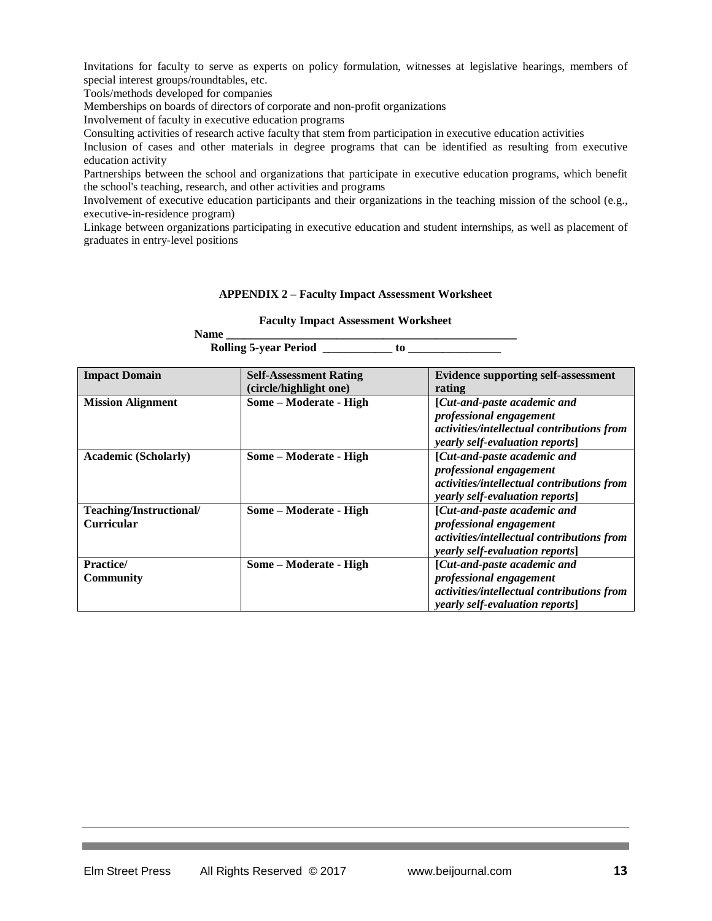Invitations for faculty to serve as experts on policy formulation, witnesses at legislative hearings, members of special interest groups/roundtables, etc.

Tools/methods developed for companies

Memberships on boards of directors of corporate and non-profit organizations

Involvement of faculty in executive education programs

Consulting activities of research active faculty that stem from participation in executive education activities

Inclusion of cases and other materials in degree programs that can be identified as resulting from executive education activity

Partnerships between the school and organizations that participate in executive education programs, which benefit the school's teaching, research, and other activities and programs

Involvement of executive education participants and their organizations in the teaching mission of the school (e.g., executive-in-residence program)

Linkage between organizations participating in executive education and student internships, as well as placement of graduates in entry-level positions

## APPENDIX 2 – Faculty Impact Assessment Worksheet

**Faculty Impact Assessment Worksheet**

**Name** ____________________________________________________

**Rolling 5-year Period** ____________ **to** ________________

| Impact Domain | Self-Assessment Rating (circle/highlight one) | Evidence supporting self-assessment rating |
|---|---|---|
| **Mission Alignment** | **Some – Moderate - High** | **[*Cut-and-paste academic and professional engagement activities/intellectual contributions from yearly self-evaluation reports*]** |
| **Academic (Scholarly)** | **Some – Moderate - High** | **[*Cut-and-paste academic and professional engagement activities/intellectual contributions from yearly self-evaluation reports*]** |
| **Teaching/Instructional/ Curricular** | **Some – Moderate - High** | **[*Cut-and-paste academic and professional engagement activities/intellectual contributions from yearly self-evaluation reports*]** |
| **Practice/ Community** | **Some – Moderate - High** | **[*Cut-and-paste academic and professional engagement activities/intellectual contributions from yearly self-evaluation reports*]** |